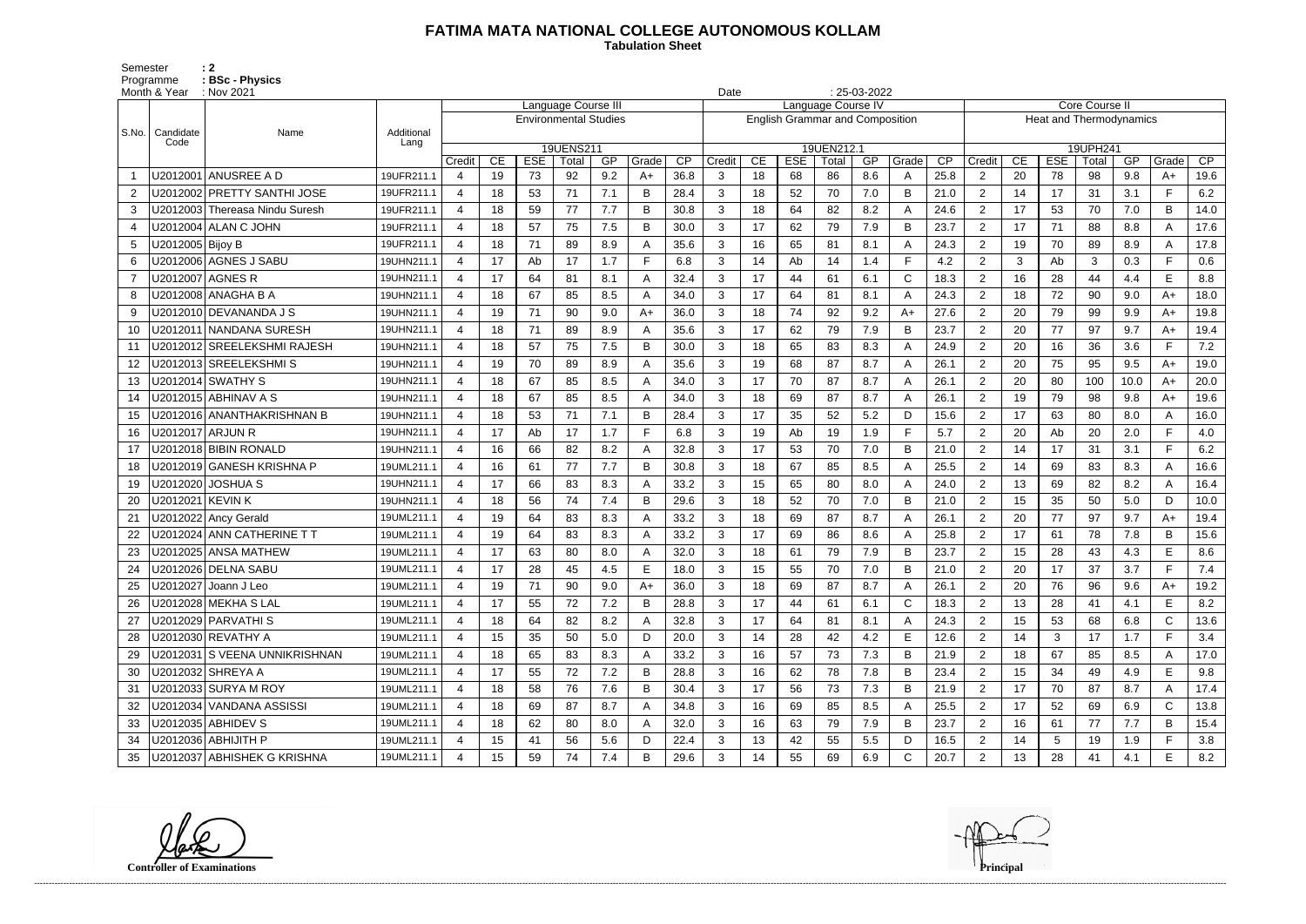# FATIMA MATA NATIONAL COLLEGE AUTONOMOUS KOLLAM

**Tabulation Sheet**

Semester : 2
Programme : BSc - Physics
Month & Year : Nov 2021
Date : 25-03-2022

| S.No. | Candidate Code | Name | Additional Lang | Language Course III Environmental Studies 19UENS211 | | | | | | | Language Course IV English Grammar and Composition 19UEN212.1 | | | | | | | Core Course II Heat and Thermodynamics 19UPH241 | | | | | | |
|---|---|---|---|---|---|---|---|---|---|---|---|---|---|---|---|---|---|---|---|---|---|---|---|---|
| | | | | Credit | CE | ESE | Total | GP | Grade | CP | Credit | CE | ESE | Total | GP | Grade | CP | Credit | CE | ESE | Total | GP | Grade | CP |
| 1 | U2012001 | ANUSREE A D | 19UFR211.1 | 4 | 19 | 73 | 92 | 9.2 | A+ | 36.8 | 3 | 18 | 68 | 86 | 8.6 | A | 25.8 | 2 | 20 | 78 | 98 | 9.8 | A+ | 19.6 |
| 2 | U2012002 | PRETTY SANTHI JOSE | 19UFR211.1 | 4 | 18 | 53 | 71 | 7.1 | B | 28.4 | 3 | 18 | 52 | 70 | 7.0 | B | 21.0 | 2 | 14 | 17 | 31 | 3.1 | F | 6.2 |
| 3 | U2012003 | Thereasa Nindu Suresh | 19UFR211.1 | 4 | 18 | 59 | 77 | 7.7 | B | 30.8 | 3 | 18 | 64 | 82 | 8.2 | A | 24.6 | 2 | 17 | 53 | 70 | 7.0 | B | 14.0 |
| 4 | U2012004 | ALAN C JOHN | 19UFR211.1 | 4 | 18 | 57 | 75 | 7.5 | B | 30.0 | 3 | 17 | 62 | 79 | 7.9 | B | 23.7 | 2 | 17 | 71 | 88 | 8.8 | A | 17.6 |
| 5 | U2012005 | Bijoy B | 19UFR211.1 | 4 | 18 | 71 | 89 | 8.9 | A | 35.6 | 3 | 16 | 65 | 81 | 8.1 | A | 24.3 | 2 | 19 | 70 | 89 | 8.9 | A | 17.8 |
| 6 | U2012006 | AGNES J SABU | 19UHN211.1 | 4 | 17 | Ab | 17 | 1.7 | F | 6.8 | 3 | 14 | Ab | 14 | 1.4 | F | 4.2 | 2 | 3 | Ab | 3 | 0.3 | F | 0.6 |
| 7 | U2012007 | AGNES R | 19UHN211.1 | 4 | 17 | 64 | 81 | 8.1 | A | 32.4 | 3 | 17 | 44 | 61 | 6.1 | C | 18.3 | 2 | 16 | 28 | 44 | 4.4 | E | 8.8 |
| 8 | U2012008 | ANAGHA B A | 19UHN211.1 | 4 | 18 | 67 | 85 | 8.5 | A | 34.0 | 3 | 17 | 64 | 81 | 8.1 | A | 24.3 | 2 | 18 | 72 | 90 | 9.0 | A+ | 18.0 |
| 9 | U2012010 | DEVANANDA J S | 19UHN211.1 | 4 | 19 | 71 | 90 | 9.0 | A+ | 36.0 | 3 | 18 | 74 | 92 | 9.2 | A+ | 27.6 | 2 | 20 | 79 | 99 | 9.9 | A+ | 19.8 |
| 10 | U2012011 | NANDANA SURESH | 19UHN211.1 | 4 | 18 | 71 | 89 | 8.9 | A | 35.6 | 3 | 17 | 62 | 79 | 7.9 | B | 23.7 | 2 | 20 | 77 | 97 | 9.7 | A+ | 19.4 |
| 11 | U2012012 | SREELEKSHMI RAJESH | 19UHN211.1 | 4 | 18 | 57 | 75 | 7.5 | B | 30.0 | 3 | 18 | 65 | 83 | 8.3 | A | 24.9 | 2 | 20 | 16 | 36 | 3.6 | F | 7.2 |
| 12 | U2012013 | SREELEKSHMI S | 19UHN211.1 | 4 | 19 | 70 | 89 | 8.9 | A | 35.6 | 3 | 19 | 68 | 87 | 8.7 | A | 26.1 | 2 | 20 | 75 | 95 | 9.5 | A+ | 19.0 |
| 13 | U2012014 | SWATHY S | 19UHN211.1 | 4 | 18 | 67 | 85 | 8.5 | A | 34.0 | 3 | 17 | 70 | 87 | 8.7 | A | 26.1 | 2 | 20 | 80 | 100 | 10.0 | A+ | 20.0 |
| 14 | U2012015 | ABHINAV A S | 19UHN211.1 | 4 | 18 | 67 | 85 | 8.5 | A | 34.0 | 3 | 18 | 69 | 87 | 8.7 | A | 26.1 | 2 | 19 | 79 | 98 | 9.8 | A+ | 19.6 |
| 15 | U2012016 | ANANTHAKRISHNAN B | 19UHN211.1 | 4 | 18 | 53 | 71 | 7.1 | B | 28.4 | 3 | 17 | 35 | 52 | 5.2 | D | 15.6 | 2 | 17 | 63 | 80 | 8.0 | A | 16.0 |
| 16 | U2012017 | ARJUN R | 19UHN211.1 | 4 | 17 | Ab | 17 | 1.7 | F | 6.8 | 3 | 19 | Ab | 19 | 1.9 | F | 5.7 | 2 | 20 | Ab | 20 | 2.0 | F | 4.0 |
| 17 | U2012018 | BIBIN RONALD | 19UHN211.1 | 4 | 16 | 66 | 82 | 8.2 | A | 32.8 | 3 | 17 | 53 | 70 | 7.0 | B | 21.0 | 2 | 14 | 17 | 31 | 3.1 | F | 6.2 |
| 18 | U2012019 | GANESH KRISHNA P | 19UML211.1 | 4 | 16 | 61 | 77 | 7.7 | B | 30.8 | 3 | 18 | 67 | 85 | 8.5 | A | 25.5 | 2 | 14 | 69 | 83 | 8.3 | A | 16.6 |
| 19 | U2012020 | JOSHUA S | 19UHN211.1 | 4 | 17 | 66 | 83 | 8.3 | A | 33.2 | 3 | 15 | 65 | 80 | 8.0 | A | 24.0 | 2 | 13 | 69 | 82 | 8.2 | A | 16.4 |
| 20 | U2012021 | KEVIN K | 19UHN211.1 | 4 | 18 | 56 | 74 | 7.4 | B | 29.6 | 3 | 18 | 52 | 70 | 7.0 | B | 21.0 | 2 | 15 | 35 | 50 | 5.0 | D | 10.0 |
| 21 | U2012022 | Ancy Gerald | 19UML211.1 | 4 | 19 | 64 | 83 | 8.3 | A | 33.2 | 3 | 18 | 69 | 87 | 8.7 | A | 26.1 | 2 | 20 | 77 | 97 | 9.7 | A+ | 19.4 |
| 22 | U2012024 | ANN CATHERINE T T | 19UML211.1 | 4 | 19 | 64 | 83 | 8.3 | A | 33.2 | 3 | 17 | 69 | 86 | 8.6 | A | 25.8 | 2 | 17 | 61 | 78 | 7.8 | B | 15.6 |
| 23 | U2012025 | ANSA MATHEW | 19UML211.1 | 4 | 17 | 63 | 80 | 8.0 | A | 32.0 | 3 | 18 | 61 | 79 | 7.9 | B | 23.7 | 2 | 15 | 28 | 43 | 4.3 | E | 8.6 |
| 24 | U2012026 | DELNA SABU | 19UML211.1 | 4 | 17 | 28 | 45 | 4.5 | E | 18.0 | 3 | 15 | 55 | 70 | 7.0 | B | 21.0 | 2 | 20 | 17 | 37 | 3.7 | F | 7.4 |
| 25 | U2012027 | Joann J Leo | 19UML211.1 | 4 | 19 | 71 | 90 | 9.0 | A+ | 36.0 | 3 | 18 | 69 | 87 | 8.7 | A | 26.1 | 2 | 20 | 76 | 96 | 9.6 | A+ | 19.2 |
| 26 | U2012028 | MEKHA S LAL | 19UML211.1 | 4 | 17 | 55 | 72 | 7.2 | B | 28.8 | 3 | 17 | 44 | 61 | 6.1 | C | 18.3 | 2 | 13 | 28 | 41 | 4.1 | E | 8.2 |
| 27 | U2012029 | PARVATHI S | 19UML211.1 | 4 | 18 | 64 | 82 | 8.2 | A | 32.8 | 3 | 17 | 64 | 81 | 8.1 | A | 24.3 | 2 | 15 | 53 | 68 | 6.8 | C | 13.6 |
| 28 | U2012030 | REVATHY A | 19UML211.1 | 4 | 15 | 35 | 50 | 5.0 | D | 20.0 | 3 | 14 | 28 | 42 | 4.2 | E | 12.6 | 2 | 14 | 3 | 17 | 1.7 | F | 3.4 |
| 29 | U2012031 | S VEENA UNNIKRISHNAN | 19UML211.1 | 4 | 18 | 65 | 83 | 8.3 | A | 33.2 | 3 | 16 | 57 | 73 | 7.3 | B | 21.9 | 2 | 18 | 67 | 85 | 8.5 | A | 17.0 |
| 30 | U2012032 | SHREYA A | 19UML211.1 | 4 | 17 | 55 | 72 | 7.2 | B | 28.8 | 3 | 16 | 62 | 78 | 7.8 | B | 23.4 | 2 | 15 | 34 | 49 | 4.9 | E | 9.8 |
| 31 | U2012033 | SURYA M ROY | 19UML211.1 | 4 | 18 | 58 | 76 | 7.6 | B | 30.4 | 3 | 17 | 56 | 73 | 7.3 | B | 21.9 | 2 | 17 | 70 | 87 | 8.7 | A | 17.4 |
| 32 | U2012034 | VANDANA ASSISSI | 19UML211.1 | 4 | 18 | 69 | 87 | 8.7 | A | 34.8 | 3 | 16 | 69 | 85 | 8.5 | A | 25.5 | 2 | 17 | 52 | 69 | 6.9 | C | 13.8 |
| 33 | U2012035 | ABHIDEV S | 19UML211.1 | 4 | 18 | 62 | 80 | 8.0 | A | 32.0 | 3 | 16 | 63 | 79 | 7.9 | B | 23.7 | 2 | 16 | 61 | 77 | 7.7 | B | 15.4 |
| 34 | U2012036 | ABHIJITH P | 19UML211.1 | 4 | 15 | 41 | 56 | 5.6 | D | 22.4 | 3 | 13 | 42 | 55 | 5.5 | D | 16.5 | 2 | 14 | 5 | 19 | 1.9 | F | 3.8 |
| 35 | U2012037 | ABHISHEK G KRISHNA | 19UML211.1 | 4 | 15 | 59 | 74 | 7.4 | B | 29.6 | 3 | 14 | 55 | 69 | 6.9 | C | 20.7 | 2 | 13 | 28 | 41 | 4.1 | E | 8.2 |

**Controller of Examinations** **Principal**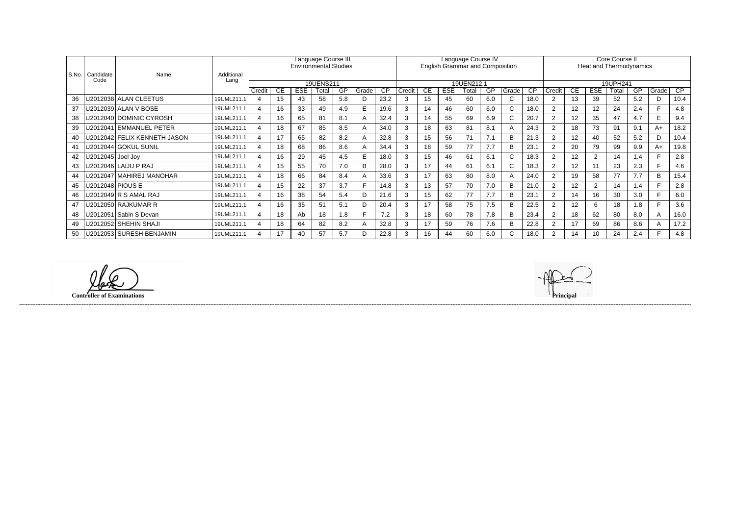| S.No. | Candidate Code | Name | Additional Lang | Language Course III Environmental Studies 19UENS211 | | | | | | | Language Course IV English Grammar and Composition 19UEN212.1 | | | | | | | Core Course II Heat and Thermodynamics 19UPH241 | | | | | | |
|---|---|---|---|---|---|---|---|---|---|---|---|---|---|---|---|---|---|---|---|---|---|---|---|---|
| | | | | Credit | CE | ESE | Total | GP | Grade | CP | Credit | CE | ESE | Total | GP | Grade | CP | Credit | CE | ESE | Total | GP | Grade | CP |
| 36 | U2012038 | ALAN CLEETUS | 19UML211.1 | 4 | 15 | 43 | 58 | 5.8 | D | 23.2 | 3 | 15 | 45 | 60 | 6.0 | C | 18.0 | 2 | 13 | 39 | 52 | 5.2 | D | 10.4 |
| 37 | U2012039 | ALAN V BOSE | 19UML211.1 | 4 | 16 | 33 | 49 | 4.9 | E | 19.6 | 3 | 14 | 46 | 60 | 6.0 | C | 18.0 | 2 | 12 | 12 | 24 | 2.4 | F | 4.8 |
| 38 | U2012040 | DOMINIC CYROSH | 19UML211.1 | 4 | 16 | 65 | 81 | 8.1 | A | 32.4 | 3 | 14 | 55 | 69 | 6.9 | C | 20.7 | 2 | 12 | 35 | 47 | 4.7 | E | 9.4 |
| 39 | U2012041 | EMMANUEL PETER | 19UML211.1 | 4 | 18 | 67 | 85 | 8.5 | A | 34.0 | 3 | 18 | 63 | 81 | 8.1 | A | 24.3 | 2 | 18 | 73 | 91 | 9.1 | A+ | 18.2 |
| 40 | U2012042 | FELIX KENNETH JASON | 19UML211.1 | 4 | 17 | 65 | 82 | 8.2 | A | 32.8 | 3 | 15 | 56 | 71 | 7.1 | B | 21.3 | 2 | 12 | 40 | 52 | 5.2 | D | 10.4 |
| 41 | U2012044 | GOKUL SUNIL | 19UML211.1 | 4 | 18 | 68 | 86 | 8.6 | A | 34.4 | 3 | 18 | 59 | 77 | 7.7 | B | 23.1 | 2 | 20 | 79 | 99 | 9.9 | A+ | 19.8 |
| 42 | U2012045 | Joel Joy | 19UML211.1 | 4 | 16 | 29 | 45 | 4.5 | E | 18.0 | 3 | 15 | 46 | 61 | 6.1 | C | 18.3 | 2 | 12 | 2 | 14 | 1.4 | F | 2.8 |
| 43 | U2012046 | LAIJU P RAJ | 19UML211.1 | 4 | 15 | 55 | 70 | 7.0 | B | 28.0 | 3 | 17 | 44 | 61 | 6.1 | C | 18.3 | 2 | 12 | 11 | 23 | 2.3 | F | 4.6 |
| 44 | U2012047 | MAHIREJ MANOHAR | 19UML211.1 | 4 | 18 | 66 | 84 | 8.4 | A | 33.6 | 3 | 17 | 63 | 80 | 8.0 | A | 24.0 | 2 | 19 | 58 | 77 | 7.7 | B | 15.4 |
| 45 | U2012048 | PIOUS E | 19UML211.1 | 4 | 15 | 22 | 37 | 3.7 | F | 14.8 | 3 | 13 | 57 | 70 | 7.0 | B | 21.0 | 2 | 12 | 2 | 14 | 1.4 | F | 2.8 |
| 46 | U2012049 | R S AMAL RAJ | 19UML211.1 | 4 | 16 | 38 | 54 | 5.4 | D | 21.6 | 3 | 15 | 62 | 77 | 7.7 | B | 23.1 | 2 | 14 | 16 | 30 | 3.0 | F | 6.0 |
| 47 | U2012050 | RAJKUMAR R | 19UML211.1 | 4 | 16 | 35 | 51 | 5.1 | D | 20.4 | 3 | 17 | 58 | 75 | 7.5 | B | 22.5 | 2 | 12 | 6 | 18 | 1.8 | F | 3.6 |
| 48 | U2012051 | Sabin S Devan | 19UML211.1 | 4 | 18 | Ab | 18 | 1.8 | F | 7.2 | 3 | 18 | 60 | 78 | 7.8 | B | 23.4 | 2 | 18 | 62 | 80 | 8.0 | A | 16.0 |
| 49 | U2012052 | SHEHIN SHAJI | 19UML211.1 | 4 | 18 | 64 | 82 | 8.2 | A | 32.8 | 3 | 17 | 59 | 76 | 7.6 | B | 22.8 | 2 | 17 | 69 | 86 | 8.6 | A | 17.2 |
| 50 | U2012053 | SURESH BENJAMIN | 19UML211.1 | 4 | 17 | 40 | 57 | 5.7 | D | 22.8 | 3 | 16 | 44 | 60 | 6.0 | C | 18.0 | 2 | 14 | 10 | 24 | 2.4 | F | 4.8 |

**Controller of Examinations**

**Principal**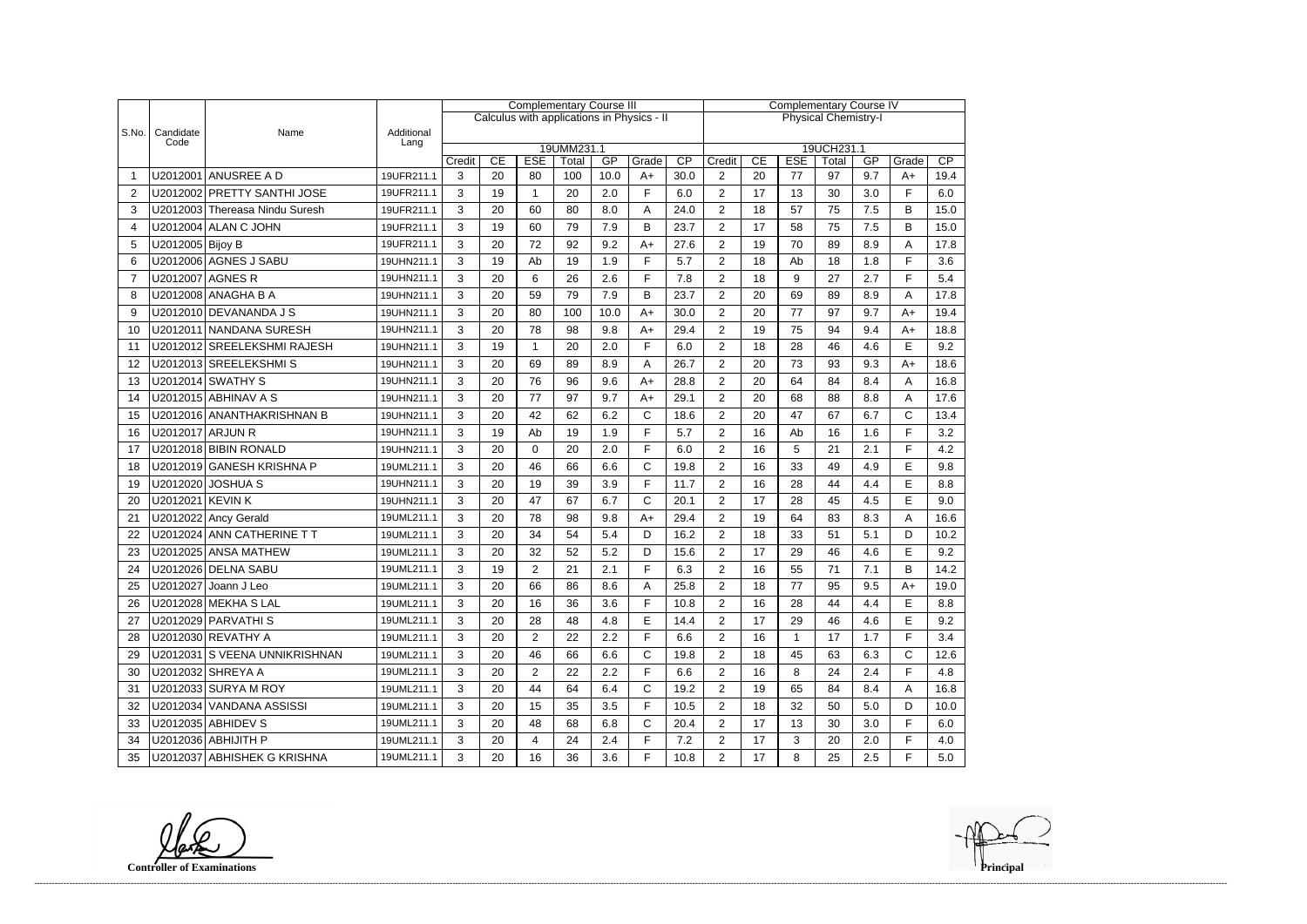| S.No. | Candidate Code | Name | Additional Lang | Complementary Course III | | | | | | | Complementary Course IV | | | | | | |
|---|---|---|---|---|---|---|---|---|---|---|---|---|---|---|---|---|---|
| | | | | Calculus with applications in Physics - II | | | | | | | Physical Chemistry-I | | | | | | |
| | | | | 19UMM231.1 | | | | | | | 19UCH231.1 | | | | | | |
| | | | | Credit | CE | ESE | Total | GP | Grade | CP | Credit | CE | ESE | Total | GP | Grade | CP |
| 1 | U2012001 | ANUSREE A D | 19UFR211.1 | 3 | 20 | 80 | 100 | 10.0 | A+ | 30.0 | 2 | 20 | 77 | 97 | 9.7 | A+ | 19.4 |
| 2 | U2012002 | PRETTY SANTHI JOSE | 19UFR211.1 | 3 | 19 | 1 | 20 | 2.0 | F | 6.0 | 2 | 17 | 13 | 30 | 3.0 | F | 6.0 |
| 3 | U2012003 | Thereasa Nindu Suresh | 19UFR211.1 | 3 | 20 | 60 | 80 | 8.0 | A | 24.0 | 2 | 18 | 57 | 75 | 7.5 | B | 15.0 |
| 4 | U2012004 | ALAN C JOHN | 19UFR211.1 | 3 | 19 | 60 | 79 | 7.9 | B | 23.7 | 2 | 17 | 58 | 75 | 7.5 | B | 15.0 |
| 5 | U2012005 | Bijoy B | 19UFR211.1 | 3 | 20 | 72 | 92 | 9.2 | A+ | 27.6 | 2 | 19 | 70 | 89 | 8.9 | A | 17.8 |
| 6 | U2012006 | AGNES J SABU | 19UHN211.1 | 3 | 19 | Ab | 19 | 1.9 | F | 5.7 | 2 | 18 | Ab | 18 | 1.8 | F | 3.6 |
| 7 | U2012007 | AGNES R | 19UHN211.1 | 3 | 20 | 6 | 26 | 2.6 | F | 7.8 | 2 | 18 | 9 | 27 | 2.7 | F | 5.4 |
| 8 | U2012008 | ANAGHA B A | 19UHN211.1 | 3 | 20 | 59 | 79 | 7.9 | B | 23.7 | 2 | 20 | 69 | 89 | 8.9 | A | 17.8 |
| 9 | U2012010 | DEVANANDA J S | 19UHN211.1 | 3 | 20 | 80 | 100 | 10.0 | A+ | 30.0 | 2 | 20 | 77 | 97 | 9.7 | A+ | 19.4 |
| 10 | U2012011 | NANDANA SURESH | 19UHN211.1 | 3 | 20 | 78 | 98 | 9.8 | A+ | 29.4 | 2 | 19 | 75 | 94 | 9.4 | A+ | 18.8 |
| 11 | U2012012 | SREELEKSHMI RAJESH | 19UHN211.1 | 3 | 19 | 1 | 20 | 2.0 | F | 6.0 | 2 | 18 | 28 | 46 | 4.6 | E | 9.2 |
| 12 | U2012013 | SREELEKSHMI S | 19UHN211.1 | 3 | 20 | 69 | 89 | 8.9 | A | 26.7 | 2 | 20 | 73 | 93 | 9.3 | A+ | 18.6 |
| 13 | U2012014 | SWATHY S | 19UHN211.1 | 3 | 20 | 76 | 96 | 9.6 | A+ | 28.8 | 2 | 20 | 64 | 84 | 8.4 | A | 16.8 |
| 14 | U2012015 | ABHINAV A S | 19UHN211.1 | 3 | 20 | 77 | 97 | 9.7 | A+ | 29.1 | 2 | 20 | 68 | 88 | 8.8 | A | 17.6 |
| 15 | U2012016 | ANANTHAKRISHNAN B | 19UHN211.1 | 3 | 20 | 42 | 62 | 6.2 | C | 18.6 | 2 | 20 | 47 | 67 | 6.7 | C | 13.4 |
| 16 | U2012017 | ARJUN R | 19UHN211.1 | 3 | 19 | Ab | 19 | 1.9 | F | 5.7 | 2 | 16 | Ab | 16 | 1.6 | F | 3.2 |
| 17 | U2012018 | BIBIN RONALD | 19UHN211.1 | 3 | 20 | 0 | 20 | 2.0 | F | 6.0 | 2 | 16 | 5 | 21 | 2.1 | F | 4.2 |
| 18 | U2012019 | GANESH KRISHNA P | 19UML211.1 | 3 | 20 | 46 | 66 | 6.6 | C | 19.8 | 2 | 16 | 33 | 49 | 4.9 | E | 9.8 |
| 19 | U2012020 | JOSHUA S | 19UHN211.1 | 3 | 20 | 19 | 39 | 3.9 | F | 11.7 | 2 | 16 | 28 | 44 | 4.4 | E | 8.8 |
| 20 | U2012021 | KEVIN K | 19UHN211.1 | 3 | 20 | 47 | 67 | 6.7 | C | 20.1 | 2 | 17 | 28 | 45 | 4.5 | E | 9.0 |
| 21 | U2012022 | Ancy Gerald | 19UML211.1 | 3 | 20 | 78 | 98 | 9.8 | A+ | 29.4 | 2 | 19 | 64 | 83 | 8.3 | A | 16.6 |
| 22 | U2012024 | ANN CATHERINE T T | 19UML211.1 | 3 | 20 | 34 | 54 | 5.4 | D | 16.2 | 2 | 18 | 33 | 51 | 5.1 | D | 10.2 |
| 23 | U2012025 | ANSA MATHEW | 19UML211.1 | 3 | 20 | 32 | 52 | 5.2 | D | 15.6 | 2 | 17 | 29 | 46 | 4.6 | E | 9.2 |
| 24 | U2012026 | DELNA SABU | 19UML211.1 | 3 | 19 | 2 | 21 | 2.1 | F | 6.3 | 2 | 16 | 55 | 71 | 7.1 | B | 14.2 |
| 25 | U2012027 | Joann J Leo | 19UML211.1 | 3 | 20 | 66 | 86 | 8.6 | A | 25.8 | 2 | 18 | 77 | 95 | 9.5 | A+ | 19.0 |
| 26 | U2012028 | MEKHA S LAL | 19UML211.1 | 3 | 20 | 16 | 36 | 3.6 | F | 10.8 | 2 | 16 | 28 | 44 | 4.4 | E | 8.8 |
| 27 | U2012029 | PARVATHI S | 19UML211.1 | 3 | 20 | 28 | 48 | 4.8 | E | 14.4 | 2 | 17 | 29 | 46 | 4.6 | E | 9.2 |
| 28 | U2012030 | REVATHY A | 19UML211.1 | 3 | 20 | 2 | 22 | 2.2 | F | 6.6 | 2 | 16 | 1 | 17 | 1.7 | F | 3.4 |
| 29 | U2012031 | S VEENA UNNIKRISHNAN | 19UML211.1 | 3 | 20 | 46 | 66 | 6.6 | C | 19.8 | 2 | 18 | 45 | 63 | 6.3 | C | 12.6 |
| 30 | U2012032 | SHREYA A | 19UML211.1 | 3 | 20 | 2 | 22 | 2.2 | F | 6.6 | 2 | 16 | 8 | 24 | 2.4 | F | 4.8 |
| 31 | U2012033 | SURYA M ROY | 19UML211.1 | 3 | 20 | 44 | 64 | 6.4 | C | 19.2 | 2 | 19 | 65 | 84 | 8.4 | A | 16.8 |
| 32 | U2012034 | VANDANA ASSISSI | 19UML211.1 | 3 | 20 | 15 | 35 | 3.5 | F | 10.5 | 2 | 18 | 32 | 50 | 5.0 | D | 10.0 |
| 33 | U2012035 | ABHIDEV S | 19UML211.1 | 3 | 20 | 48 | 68 | 6.8 | C | 20.4 | 2 | 17 | 13 | 30 | 3.0 | F | 6.0 |
| 34 | U2012036 | ABHIJITH P | 19UML211.1 | 3 | 20 | 4 | 24 | 2.4 | F | 7.2 | 2 | 17 | 3 | 20 | 2.0 | F | 4.0 |
| 35 | U2012037 | ABHISHEK G KRISHNA | 19UML211.1 | 3 | 20 | 16 | 36 | 3.6 | F | 10.8 | 2 | 17 | 8 | 25 | 2.5 | F | 5.0 |

**Controller of Examinations**

**Principal**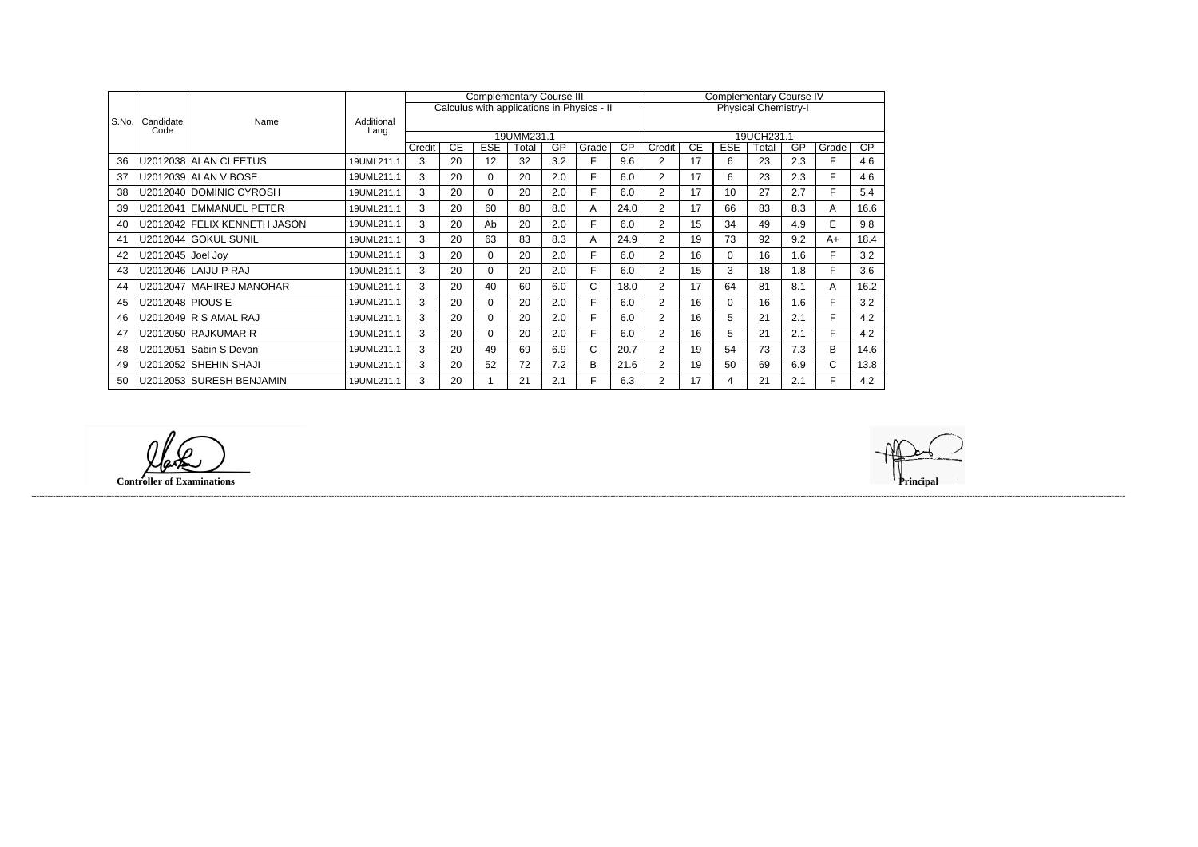| S.No. | Candidate Code | Name | Additional Lang | Complementary Course III | | | | | | | Complementary Course IV | | | | | | |
|---|---|---|---|---|---|---|---|---|---|---|---|---|---|---|---|---|---|
| | | | | Calculus with applications in Physics - II | | | | | | | Physical Chemistry-I | | | | | | |
| | | | | 19UMM231.1 | | | | | | | 19UCH231.1 | | | | | | |
| | | | | Credit | CE | ESE | Total | GP | Grade | CP | Credit | CE | ESE | Total | GP | Grade | CP |
| 36 | U2012038 | ALAN CLEETUS | 19UML211.1 | 3 | 20 | 12 | 32 | 3.2 | F | 9.6 | 2 | 17 | 6 | 23 | 2.3 | F | 4.6 |
| 37 | U2012039 | ALAN V BOSE | 19UML211.1 | 3 | 20 | 0 | 20 | 2.0 | F | 6.0 | 2 | 17 | 6 | 23 | 2.3 | F | 4.6 |
| 38 | U2012040 | DOMINIC CYROSH | 19UML211.1 | 3 | 20 | 0 | 20 | 2.0 | F | 6.0 | 2 | 17 | 10 | 27 | 2.7 | F | 5.4 |
| 39 | U2012041 | EMMANUEL PETER | 19UML211.1 | 3 | 20 | 60 | 80 | 8.0 | A | 24.0 | 2 | 17 | 66 | 83 | 8.3 | A | 16.6 |
| 40 | U2012042 | FELIX KENNETH JASON | 19UML211.1 | 3 | 20 | Ab | 20 | 2.0 | F | 6.0 | 2 | 15 | 34 | 49 | 4.9 | E | 9.8 |
| 41 | U2012044 | GOKUL SUNIL | 19UML211.1 | 3 | 20 | 63 | 83 | 8.3 | A | 24.9 | 2 | 19 | 73 | 92 | 9.2 | A+ | 18.4 |
| 42 | U2012045 | Joel Joy | 19UML211.1 | 3 | 20 | 0 | 20 | 2.0 | F | 6.0 | 2 | 16 | 0 | 16 | 1.6 | F | 3.2 |
| 43 | U2012046 | LAIJU P RAJ | 19UML211.1 | 3 | 20 | 0 | 20 | 2.0 | F | 6.0 | 2 | 15 | 3 | 18 | 1.8 | F | 3.6 |
| 44 | U2012047 | MAHIREJ MANOHAR | 19UML211.1 | 3 | 20 | 40 | 60 | 6.0 | C | 18.0 | 2 | 17 | 64 | 81 | 8.1 | A | 16.2 |
| 45 | U2012048 | PIOUS E | 19UML211.1 | 3 | 20 | 0 | 20 | 2.0 | F | 6.0 | 2 | 16 | 0 | 16 | 1.6 | F | 3.2 |
| 46 | U2012049 | R S AMAL RAJ | 19UML211.1 | 3 | 20 | 0 | 20 | 2.0 | F | 6.0 | 2 | 16 | 5 | 21 | 2.1 | F | 4.2 |
| 47 | U2012050 | RAJKUMAR R | 19UML211.1 | 3 | 20 | 0 | 20 | 2.0 | F | 6.0 | 2 | 16 | 5 | 21 | 2.1 | F | 4.2 |
| 48 | U2012051 | Sabin S Devan | 19UML211.1 | 3 | 20 | 49 | 69 | 6.9 | C | 20.7 | 2 | 19 | 54 | 73 | 7.3 | B | 14.6 |
| 49 | U2012052 | SHEHIN SHAJI | 19UML211.1 | 3 | 20 | 52 | 72 | 7.2 | B | 21.6 | 2 | 19 | 50 | 69 | 6.9 | C | 13.8 |
| 50 | U2012053 | SURESH BENJAMIN | 19UML211.1 | 3 | 20 | 1 | 21 | 2.1 | F | 6.3 | 2 | 17 | 4 | 21 | 2.1 | F | 4.2 |

**Controller of Examinations**

**Principal**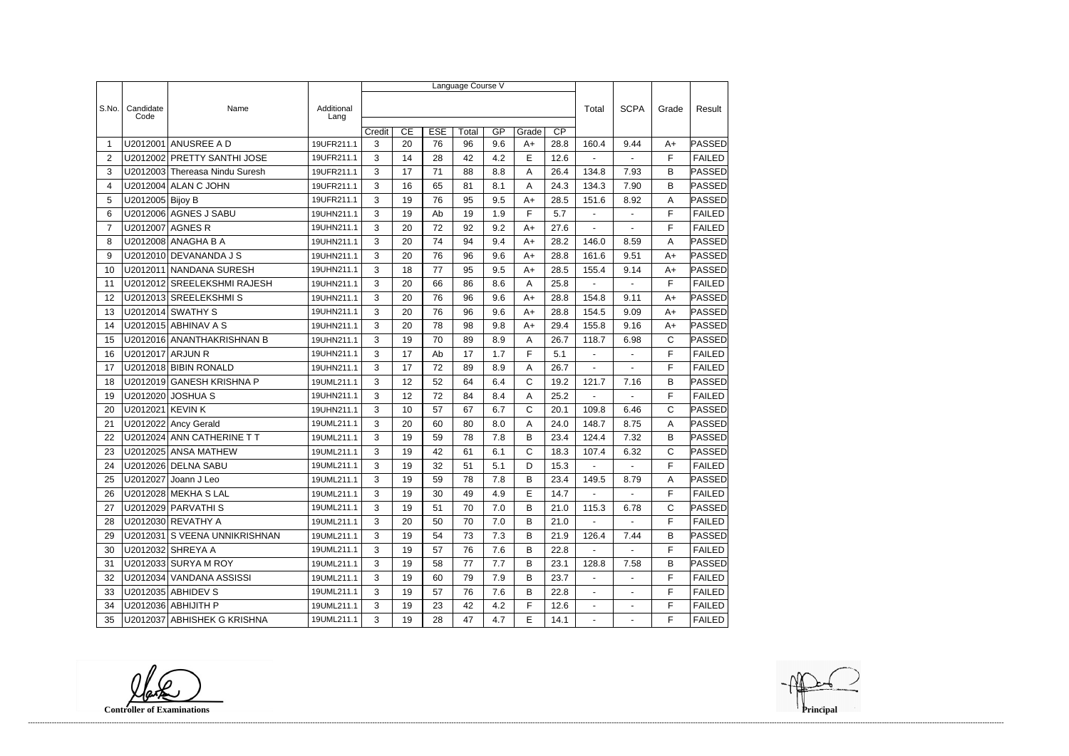| S.No. | Candidate Code | Name | Additional Lang | Language Course V | | | | | | | Total | SCPA | Grade | Result |
|---|---|---|---|---|---|---|---|---|---|---|---|---|---|---|
| | | | | Credit | CE | ESE | Total | GP | Grade | CP | | | | |
| 1 | U2012001 | ANUSREE A D | 19UFR211.1 | 3 | 20 | 76 | 96 | 9.6 | A+ | 28.8 | 160.4 | 9.44 | A+ | PASSED |
| 2 | U2012002 | PRETTY SANTHI JOSE | 19UFR211.1 | 3 | 14 | 28 | 42 | 4.2 | E | 12.6 | - | - | F | FAILED |
| 3 | U2012003 | Thereasa Nindu Suresh | 19UFR211.1 | 3 | 17 | 71 | 88 | 8.8 | A | 26.4 | 134.8 | 7.93 | B | PASSED |
| 4 | U2012004 | ALAN C JOHN | 19UFR211.1 | 3 | 16 | 65 | 81 | 8.1 | A | 24.3 | 134.3 | 7.90 | B | PASSED |
| 5 | U2012005 | Bijoy B | 19UFR211.1 | 3 | 19 | 76 | 95 | 9.5 | A+ | 28.5 | 151.6 | 8.92 | A | PASSED |
| 6 | U2012006 | AGNES J SABU | 19UHN211.1 | 3 | 19 | Ab | 19 | 1.9 | F | 5.7 | - | - | F | FAILED |
| 7 | U2012007 | AGNES R | 19UHN211.1 | 3 | 20 | 72 | 92 | 9.2 | A+ | 27.6 | - | - | F | FAILED |
| 8 | U2012008 | ANAGHA B A | 19UHN211.1 | 3 | 20 | 74 | 94 | 9.4 | A+ | 28.2 | 146.0 | 8.59 | A | PASSED |
| 9 | U2012010 | DEVANANDA J S | 19UHN211.1 | 3 | 20 | 76 | 96 | 9.6 | A+ | 28.8 | 161.6 | 9.51 | A+ | PASSED |
| 10 | U2012011 | NANDANA SURESH | 19UHN211.1 | 3 | 18 | 77 | 95 | 9.5 | A+ | 28.5 | 155.4 | 9.14 | A+ | PASSED |
| 11 | U2012012 | SREELEKSHMI RAJESH | 19UHN211.1 | 3 | 20 | 66 | 86 | 8.6 | A | 25.8 | - | - | F | FAILED |
| 12 | U2012013 | SREELEKSHMI S | 19UHN211.1 | 3 | 20 | 76 | 96 | 9.6 | A+ | 28.8 | 154.8 | 9.11 | A+ | PASSED |
| 13 | U2012014 | SWATHY S | 19UHN211.1 | 3 | 20 | 76 | 96 | 9.6 | A+ | 28.8 | 154.5 | 9.09 | A+ | PASSED |
| 14 | U2012015 | ABHINAV A S | 19UHN211.1 | 3 | 20 | 78 | 98 | 9.8 | A+ | 29.4 | 155.8 | 9.16 | A+ | PASSED |
| 15 | U2012016 | ANANTHAKRISHNAN B | 19UHN211.1 | 3 | 19 | 70 | 89 | 8.9 | A | 26.7 | 118.7 | 6.98 | C | PASSED |
| 16 | U2012017 | ARJUN R | 19UHN211.1 | 3 | 17 | Ab | 17 | 1.7 | F | 5.1 | - | - | F | FAILED |
| 17 | U2012018 | BIBIN RONALD | 19UHN211.1 | 3 | 17 | 72 | 89 | 8.9 | A | 26.7 | - | - | F | FAILED |
| 18 | U2012019 | GANESH KRISHNA P | 19UML211.1 | 3 | 12 | 52 | 64 | 6.4 | C | 19.2 | 121.7 | 7.16 | B | PASSED |
| 19 | U2012020 | JOSHUA S | 19UHN211.1 | 3 | 12 | 72 | 84 | 8.4 | A | 25.2 | - | - | F | FAILED |
| 20 | U2012021 | KEVIN K | 19UHN211.1 | 3 | 10 | 57 | 67 | 6.7 | C | 20.1 | 109.8 | 6.46 | C | PASSED |
| 21 | U2012022 | Ancy Gerald | 19UML211.1 | 3 | 20 | 60 | 80 | 8.0 | A | 24.0 | 148.7 | 8.75 | A | PASSED |
| 22 | U2012024 | ANN CATHERINE T T | 19UML211.1 | 3 | 19 | 59 | 78 | 7.8 | B | 23.4 | 124.4 | 7.32 | B | PASSED |
| 23 | U2012025 | ANSA MATHEW | 19UML211.1 | 3 | 19 | 42 | 61 | 6.1 | C | 18.3 | 107.4 | 6.32 | C | PASSED |
| 24 | U2012026 | DELNA SABU | 19UML211.1 | 3 | 19 | 32 | 51 | 5.1 | D | 15.3 | - | - | F | FAILED |
| 25 | U2012027 | Joann J Leo | 19UML211.1 | 3 | 19 | 59 | 78 | 7.8 | B | 23.4 | 149.5 | 8.79 | A | PASSED |
| 26 | U2012028 | MEKHA S LAL | 19UML211.1 | 3 | 19 | 30 | 49 | 4.9 | E | 14.7 | - | - | F | FAILED |
| 27 | U2012029 | PARVATHI S | 19UML211.1 | 3 | 19 | 51 | 70 | 7.0 | B | 21.0 | 115.3 | 6.78 | C | PASSED |
| 28 | U2012030 | REVATHY A | 19UML211.1 | 3 | 20 | 50 | 70 | 7.0 | B | 21.0 | - | - | F | FAILED |
| 29 | U2012031 | S VEENA UNNIKRISHNAN | 19UML211.1 | 3 | 19 | 54 | 73 | 7.3 | B | 21.9 | 126.4 | 7.44 | B | PASSED |
| 30 | U2012032 | SHREYA A | 19UML211.1 | 3 | 19 | 57 | 76 | 7.6 | B | 22.8 | - | - | F | FAILED |
| 31 | U2012033 | SURYA M ROY | 19UML211.1 | 3 | 19 | 58 | 77 | 7.7 | B | 23.1 | 128.8 | 7.58 | B | PASSED |
| 32 | U2012034 | VANDANA ASSISSI | 19UML211.1 | 3 | 19 | 60 | 79 | 7.9 | B | 23.7 | - | - | F | FAILED |
| 33 | U2012035 | ABHIDEV S | 19UML211.1 | 3 | 19 | 57 | 76 | 7.6 | B | 22.8 | - | - | F | FAILED |
| 34 | U2012036 | ABHIJITH P | 19UML211.1 | 3 | 19 | 23 | 42 | 4.2 | F | 12.6 | - | - | F | FAILED |
| 35 | U2012037 | ABHISHEK G KRISHNA | 19UML211.1 | 3 | 19 | 28 | 47 | 4.7 | E | 14.1 | - | - | F | FAILED |

Controller of Examinations

Principal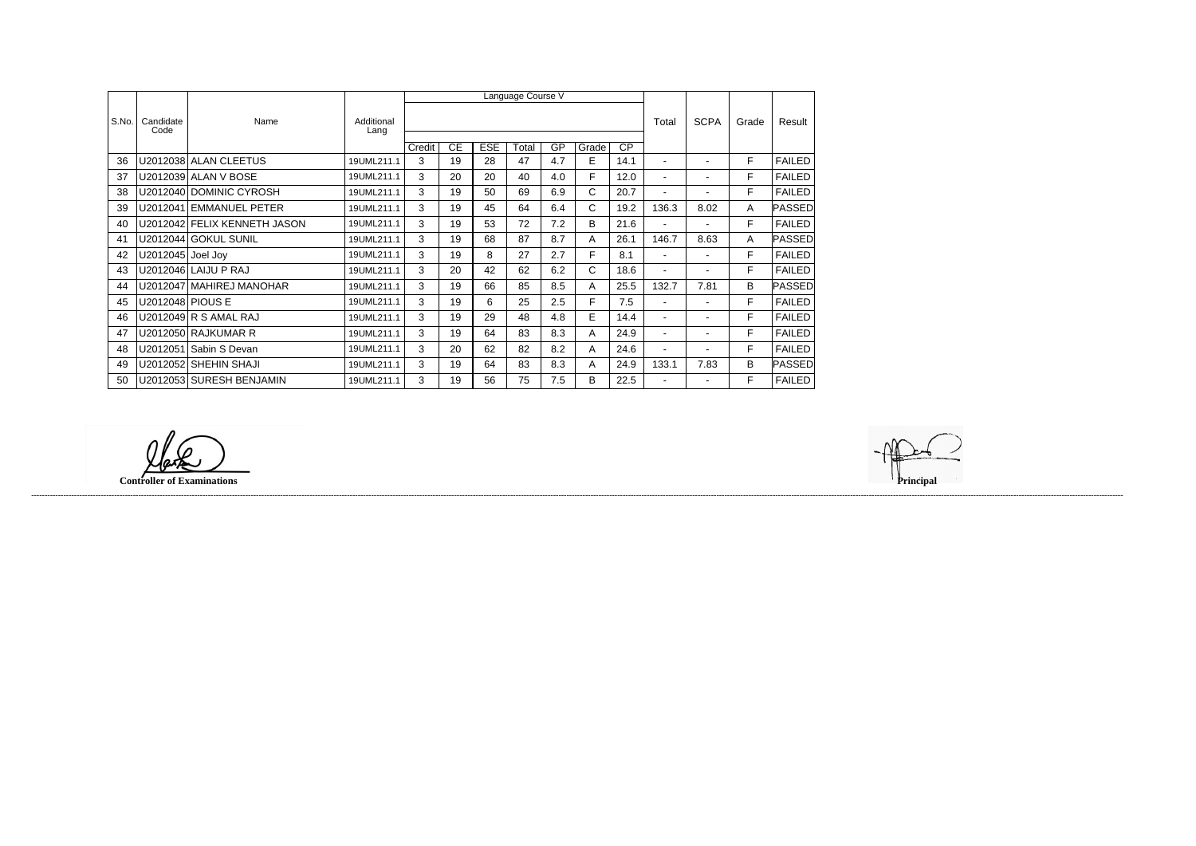| S.No. | Candidate Code | Name | Additional Lang | Language Course V | | | | | | | Total | SCPA | Grade | Result |
|---|---|---|---|---|---|---|---|---|---|---|---|---|---|---|
| | | | | Credit | CE | ESE | Total | GP | Grade | CP | | | | |
| 36 | U2012038 | ALAN CLEETUS | 19UML211.1 | 3 | 19 | 28 | 47 | 4.7 | E | 14.1 | - | - | F | FAILED |
| 37 | U2012039 | ALAN V BOSE | 19UML211.1 | 3 | 20 | 20 | 40 | 4.0 | F | 12.0 | - | - | F | FAILED |
| 38 | U2012040 | DOMINIC CYROSH | 19UML211.1 | 3 | 19 | 50 | 69 | 6.9 | C | 20.7 | - | - | F | FAILED |
| 39 | U2012041 | EMMANUEL PETER | 19UML211.1 | 3 | 19 | 45 | 64 | 6.4 | C | 19.2 | 136.3 | 8.02 | A | PASSED |
| 40 | U2012042 | FELIX KENNETH JASON | 19UML211.1 | 3 | 19 | 53 | 72 | 7.2 | B | 21.6 | - | - | F | FAILED |
| 41 | U2012044 | GOKUL SUNIL | 19UML211.1 | 3 | 19 | 68 | 87 | 8.7 | A | 26.1 | 146.7 | 8.63 | A | PASSED |
| 42 | U2012045 | Joel Joy | 19UML211.1 | 3 | 19 | 8 | 27 | 2.7 | F | 8.1 | - | - | F | FAILED |
| 43 | U2012046 | LAIJU P RAJ | 19UML211.1 | 3 | 20 | 42 | 62 | 6.2 | C | 18.6 | - | - | F | FAILED |
| 44 | U2012047 | MAHIREJ MANOHAR | 19UML211.1 | 3 | 19 | 66 | 85 | 8.5 | A | 25.5 | 132.7 | 7.81 | B | PASSED |
| 45 | U2012048 | PIOUS E | 19UML211.1 | 3 | 19 | 6 | 25 | 2.5 | F | 7.5 | - | - | F | FAILED |
| 46 | U2012049 | R S AMAL RAJ | 19UML211.1 | 3 | 19 | 29 | 48 | 4.8 | E | 14.4 | - | - | F | FAILED |
| 47 | U2012050 | RAJKUMAR R | 19UML211.1 | 3 | 19 | 64 | 83 | 8.3 | A | 24.9 | - | - | F | FAILED |
| 48 | U2012051 | Sabin S Devan | 19UML211.1 | 3 | 20 | 62 | 82 | 8.2 | A | 24.6 | - | - | F | FAILED |
| 49 | U2012052 | SHEHIN SHAJI | 19UML211.1 | 3 | 19 | 64 | 83 | 8.3 | A | 24.9 | 133.1 | 7.83 | B | PASSED |
| 50 | U2012053 | SURESH BENJAMIN | 19UML211.1 | 3 | 19 | 56 | 75 | 7.5 | B | 22.5 | - | - | F | FAILED |

**Controller of Examinations**

**Principal**